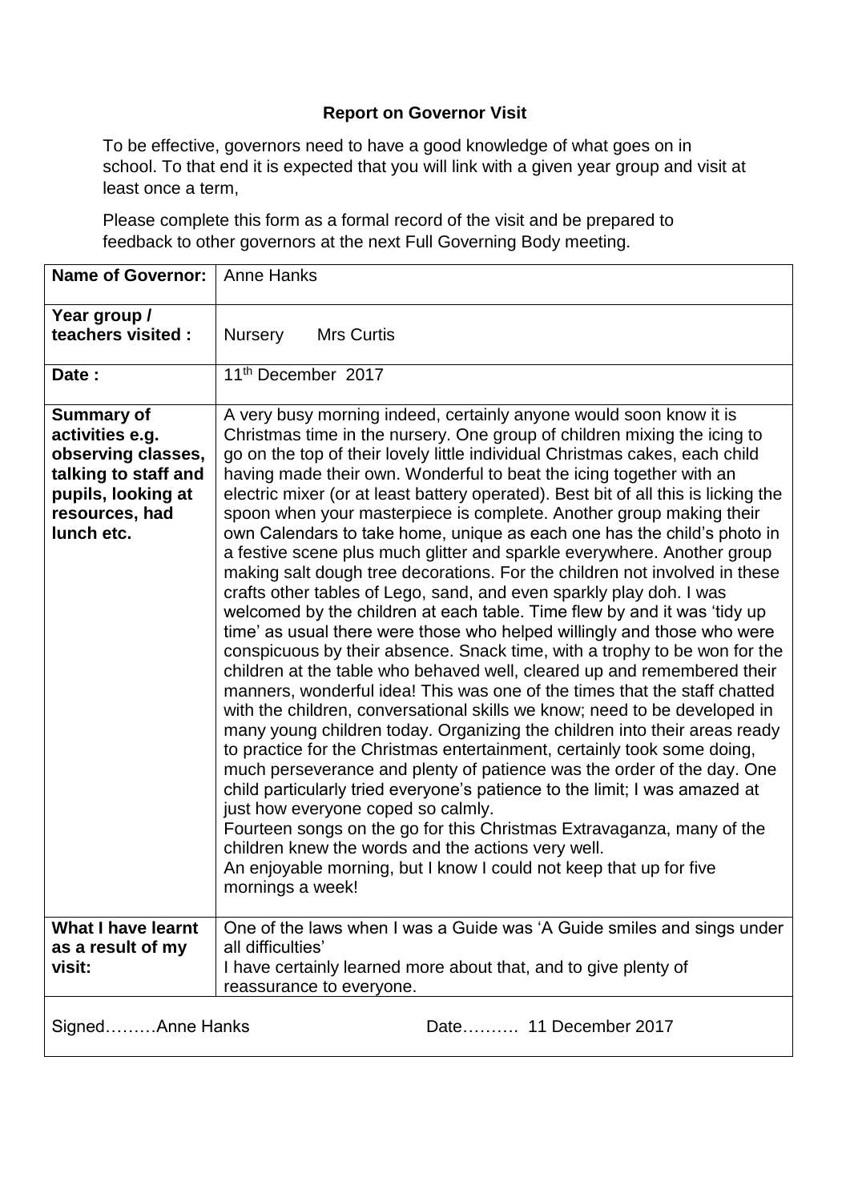**Report on Governor Visit**

To be effective, governors need to have a good knowledge of what goes on in school. To that end it is expected that you will link with a given year group and visit at least once a term,

Please complete this form as a formal record of the visit and be prepared to feedback to other governors at the next Full Governing Body meeting.

| **Name of Governor:** | Anne Hanks |
|---|---|
| **Year group / teachers visited :** | Nursery Mrs Curtis |
| **Date :** | 11th December 2017 |
| **Summary of activities e.g. observing classes, talking to staff and pupils, looking at resources, had lunch etc.** | A very busy morning indeed, certainly anyone would soon know it is Christmas time in the nursery. One group of children mixing the icing to go on the top of their lovely little individual Christmas cakes, each child having made their own. Wonderful to beat the icing together with an electric mixer (or at least battery operated). Best bit of all this is licking the spoon when your masterpiece is complete. Another group making their own Calendars to take home, unique as each one has the child's photo in a festive scene plus much glitter and sparkle everywhere. Another group making salt dough tree decorations. For the children not involved in these crafts other tables of Lego, sand, and even sparkly play doh. I was welcomed by the children at each table. Time flew by and it was 'tidy up time' as usual there were those who helped willingly and those who were conspicuous by their absence. Snack time, with a trophy to be won for the children at the table who behaved well, cleared up and remembered their manners, wonderful idea! This was one of the times that the staff chatted with the children, conversational skills we know; need to be developed in many young children today. Organizing the children into their areas ready to practice for the Christmas entertainment, certainly took some doing, much perseverance and plenty of patience was the order of the day. One child particularly tried everyone's patience to the limit; I was amazed at just how everyone coped so calmly.<br>Fourteen songs on the go for this Christmas Extravaganza, many of the children knew the words and the actions very well.<br>An enjoyable morning, but I know I could not keep that up for five mornings a week! |
| **What I have learnt as a result of my visit:** | One of the laws when I was a Guide was 'A Guide smiles and sings under all difficulties'<br>I have certainly learned more about that, and to give plenty of reassurance to everyone. |

Signed………Anne Hanks Date………. 11 December 2017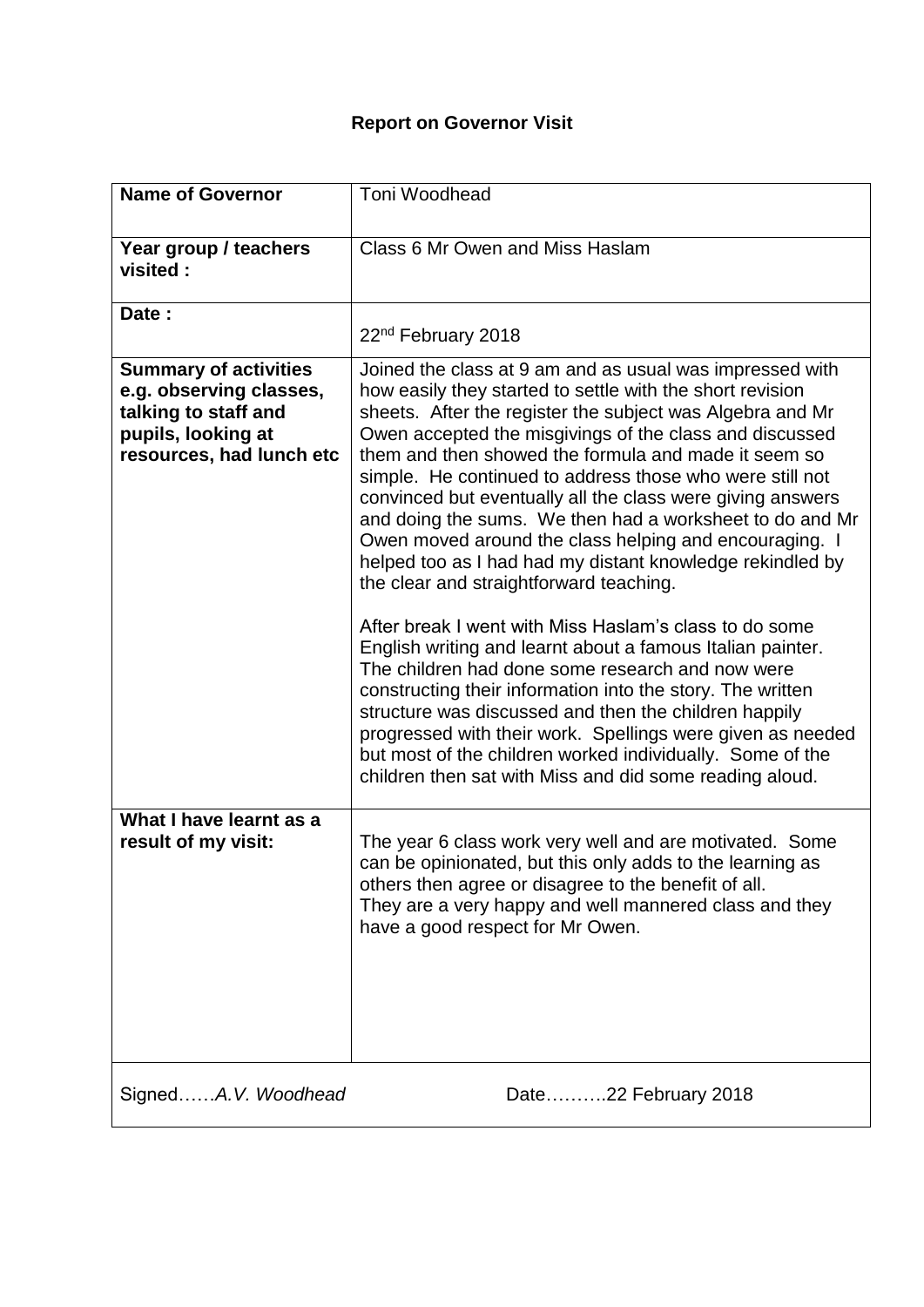# Report on Governor Visit

| | |
|---|---|
| **Name of Governor** | Toni Woodhead |
| **Year group / teachers visited :** | Class 6 Mr Owen and Miss Haslam |
| **Date :** | 22nd February 2018 |
| **Summary of activities e.g. observing classes, talking to staff and pupils, looking at resources, had lunch etc** | Joined the class at 9 am and as usual was impressed with how easily they started to settle with the short revision sheets. After the register the subject was Algebra and Mr Owen accepted the misgivings of the class and discussed them and then showed the formula and made it seem so simple. He continued to address those who were still not convinced but eventually all the class were giving answers and doing the sums. We then had a worksheet to do and Mr Owen moved around the class helping and encouraging. I helped too as I had had my distant knowledge rekindled by the clear and straightforward teaching.<br><br>After break I went with Miss Haslam's class to do some English writing and learnt about a famous Italian painter. The children had done some research and now were constructing their information into the story. The written structure was discussed and then the children happily progressed with their work. Spellings were given as needed but most of the children worked individually. Some of the children then sat with Miss and did some reading aloud. |
| **What I have learnt as a result of my visit:** | The year 6 class work very well and are motivated. Some can be opinionated, but this only adds to the learning as others then agree or disagree to the benefit of all.<br>They are a very happy and well mannered class and they have a good respect for Mr Owen. |

Signed……*A.V. Woodhead* Date……….22 February 2018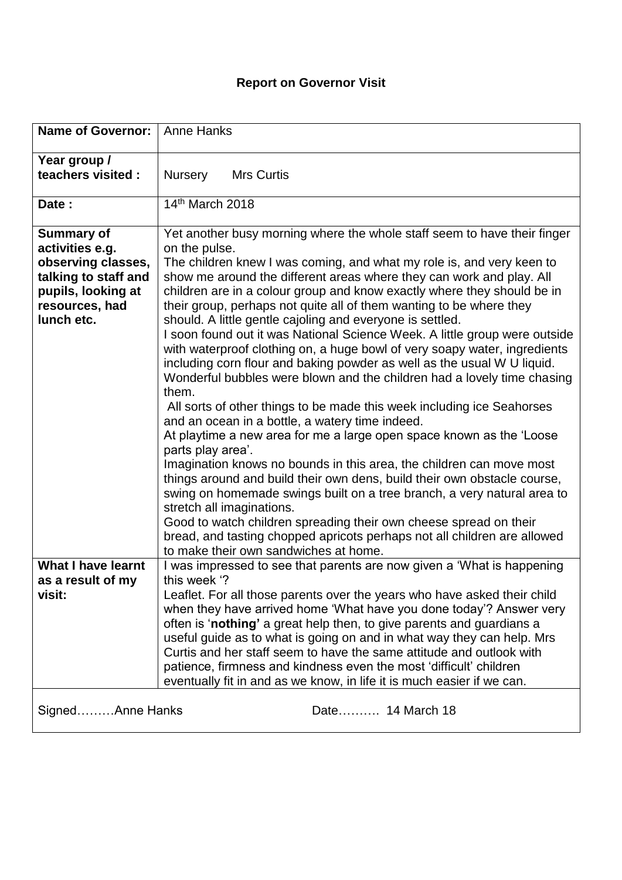# Report on Governor Visit

| | |
|---|---|
| **Name of Governor:** | Anne Hanks |
| **Year group / teachers visited :** | Nursery Mrs Curtis |
| **Date :** | 14th March 2018 |
| **Summary of activities e.g. observing classes, talking to staff and pupils, looking at resources, had lunch etc.** | Yet another busy morning where the whole staff seem to have their finger on the pulse.<br>The children knew I was coming, and what my role is, and very keen to show me around the different areas where they can work and play. All children are in a colour group and know exactly where they should be in their group, perhaps not quite all of them wanting to be where they should. A little gentle cajoling and everyone is settled.<br>I soon found out it was National Science Week. A little group were outside with waterproof clothing on, a huge bowl of very soapy water, ingredients including corn flour and baking powder as well as the usual W U liquid. Wonderful bubbles were blown and the children had a lovely time chasing them.<br>All sorts of other things to be made this week including ice Seahorses and an ocean in a bottle, a watery time indeed.<br>At playtime a new area for me a large open space known as the 'Loose parts play area'.<br>Imagination knows no bounds in this area, the children can move most things around and build their own dens, build their own obstacle course, swing on homemade swings built on a tree branch, a very natural area to stretch all imaginations.<br>Good to watch children spreading their own cheese spread on their bread, and tasting chopped apricots perhaps not all children are allowed to make their own sandwiches at home. |
| **What I have learnt as a result of my visit:** | I was impressed to see that parents are now given a 'What is happening this week '?<br>Leaflet. For all those parents over the years who have asked their child when they have arrived home 'What have you done today'? Answer very often is '**nothing'** a great help then, to give parents and guardians a useful guide as to what is going on and in what way they can help. Mrs Curtis and her staff seem to have the same attitude and outlook with patience, firmness and kindness even the most 'difficult' children eventually fit in and as we know, in life it is much easier if we can. |
| Signed………Anne Hanks | Date………. 14 March 18 |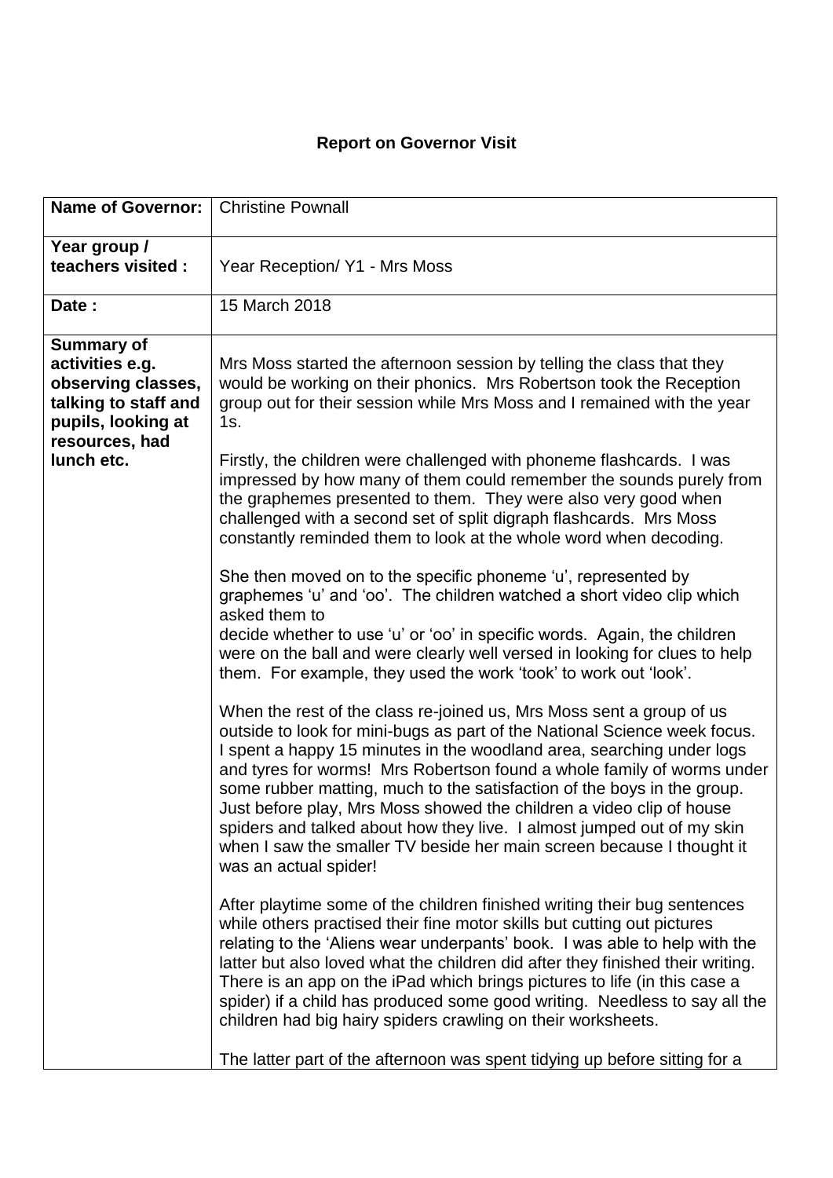# Report on Governor Visit

| Name of Governor: | Christine Pownall |
|---|---|
| Year group / teachers visited : | Year Reception/ Y1 - Mrs Moss |
| Date : | 15 March 2018 |
| Summary of activities e.g. observing classes, talking to staff and pupils, looking at resources, had lunch etc. | Mrs Moss started the afternoon session by telling the class that they would be working on their phonics. Mrs Robertson took the Reception group out for their session while Mrs Moss and I remained with the year 1s.<br><br>Firstly, the children were challenged with phoneme flashcards. I was impressed by how many of them could remember the sounds purely from the graphemes presented to them. They were also very good when challenged with a second set of split digraph flashcards. Mrs Moss constantly reminded them to look at the whole word when decoding.<br><br>She then moved on to the specific phoneme 'u', represented by graphemes 'u' and 'oo'. The children watched a short video clip which asked them to decide whether to use 'u' or 'oo' in specific words. Again, the children were on the ball and were clearly well versed in looking for clues to help them. For example, they used the work 'took' to work out 'look'.<br><br>When the rest of the class re-joined us, Mrs Moss sent a group of us outside to look for mini-bugs as part of the National Science week focus. I spent a happy 15 minutes in the woodland area, searching under logs and tyres for worms! Mrs Robertson found a whole family of worms under some rubber matting, much to the satisfaction of the boys in the group. Just before play, Mrs Moss showed the children a video clip of house spiders and talked about how they live. I almost jumped out of my skin when I saw the smaller TV beside her main screen because I thought it was an actual spider!<br><br>After playtime some of the children finished writing their bug sentences while others practised their fine motor skills but cutting out pictures relating to the 'Aliens wear underpants' book. I was able to help with the latter but also loved what the children did after they finished their writing. There is an app on the iPad which brings pictures to life (in this case a spider) if a child has produced some good writing. Needless to say all the children had big hairy spiders crawling on their worksheets.<br><br>The latter part of the afternoon was spent tidying up before sitting for a |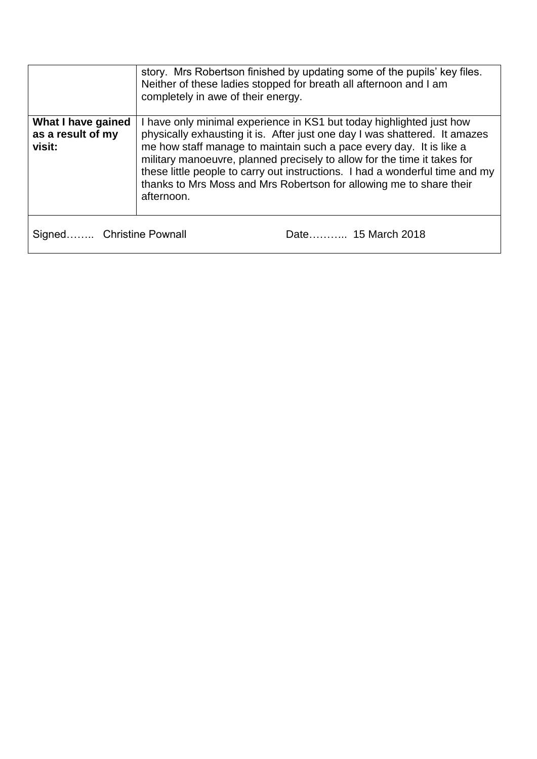| | |
|---|---|
| | story. Mrs Robertson finished by updating some of the pupils' key files. Neither of these ladies stopped for breath all afternoon and I am completely in awe of their energy. |
| **What I have gained as a result of my visit:** | I have only minimal experience in KS1 but today highlighted just how physically exhausting it is. After just one day I was shattered. It amazes me how staff manage to maintain such a pace every day. It is like a military manoeuvre, planned precisely to allow for the time it takes for these little people to carry out instructions. I had a wonderful time and my thanks to Mrs Moss and Mrs Robertson for allowing me to share their afternoon. |

Signed…….. Christine Pownall Date……….. 15 March 2018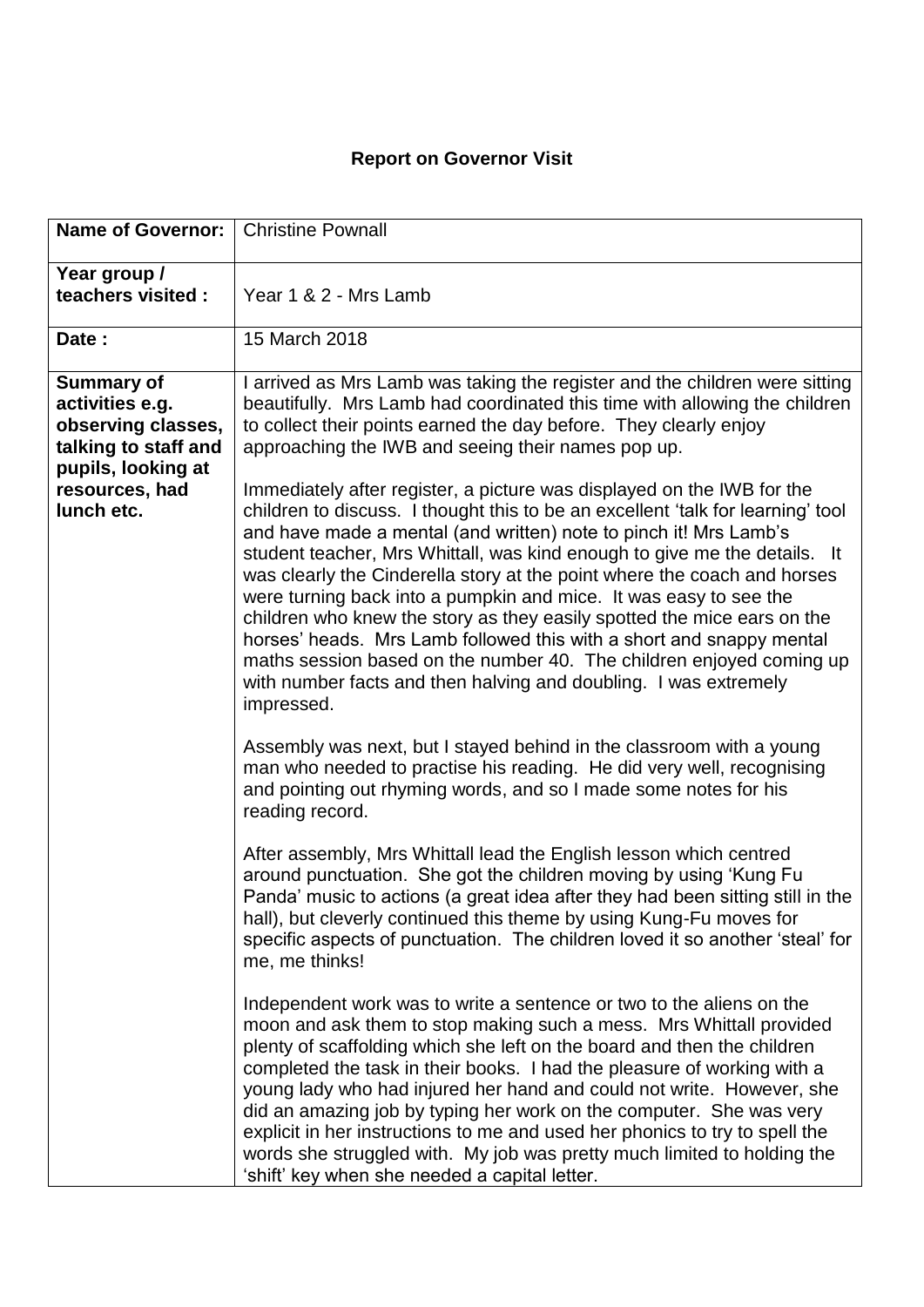# Report on Governor Visit

| Name of Governor: | Christine Pownall |
|---|---|
| **Year group / teachers visited :** | Year 1 & 2 - Mrs Lamb |
| **Date :** | 15 March 2018 |
| **Summary of activities e.g. observing classes, talking to staff and pupils, looking at resources, had lunch etc.** | I arrived as Mrs Lamb was taking the register and the children were sitting beautifully. Mrs Lamb had coordinated this time with allowing the children to collect their points earned the day before. They clearly enjoy approaching the IWB and seeing their names pop up.<br><br>Immediately after register, a picture was displayed on the IWB for the children to discuss. I thought this to be an excellent 'talk for learning' tool and have made a mental (and written) note to pinch it! Mrs Lamb's student teacher, Mrs Whittall, was kind enough to give me the details. It was clearly the Cinderella story at the point where the coach and horses were turning back into a pumpkin and mice. It was easy to see the children who knew the story as they easily spotted the mice ears on the horses' heads. Mrs Lamb followed this with a short and snappy mental maths session based on the number 40. The children enjoyed coming up with number facts and then halving and doubling. I was extremely impressed.<br><br>Assembly was next, but I stayed behind in the classroom with a young man who needed to practise his reading. He did very well, recognising and pointing out rhyming words, and so I made some notes for his reading record.<br><br>After assembly, Mrs Whittall lead the English lesson which centred around punctuation. She got the children moving by using 'Kung Fu Panda' music to actions (a great idea after they had been sitting still in the hall), but cleverly continued this theme by using Kung-Fu moves for specific aspects of punctuation. The children loved it so another 'steal' for me, me thinks!<br><br>Independent work was to write a sentence or two to the aliens on the moon and ask them to stop making such a mess. Mrs Whittall provided plenty of scaffolding which she left on the board and then the children completed the task in their books. I had the pleasure of working with a young lady who had injured her hand and could not write. However, she did an amazing job by typing her work on the computer. She was very explicit in her instructions to me and used her phonics to try to spell the words she struggled with. My job was pretty much limited to holding the 'shift' key when she needed a capital letter. |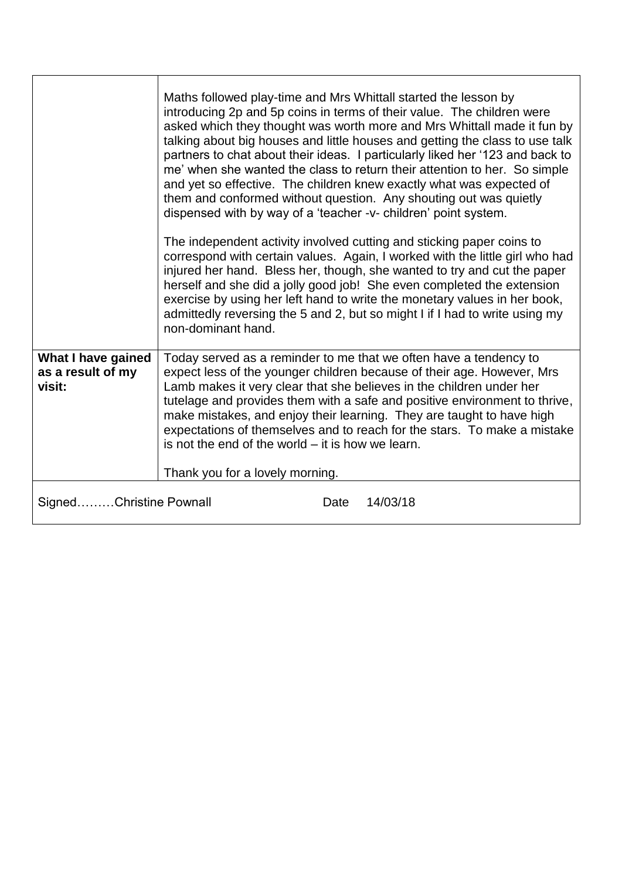| | |
|---|---|
| | Maths followed play-time and Mrs Whittall started the lesson by introducing 2p and 5p coins in terms of their value. The children were asked which they thought was worth more and Mrs Whittall made it fun by talking about big houses and little houses and getting the class to use talk partners to chat about their ideas. I particularly liked her '123 and back to me' when she wanted the class to return their attention to her. So simple and yet so effective. The children knew exactly what was expected of them and conformed without question. Any shouting out was quietly dispensed with by way of a 'teacher -v- children' point system.<br><br>The independent activity involved cutting and sticking paper coins to correspond with certain values. Again, I worked with the little girl who had injured her hand. Bless her, though, she wanted to try and cut the paper herself and she did a jolly good job! She even completed the extension exercise by using her left hand to write the monetary values in her book, admittedly reversing the 5 and 2, but so might I if I had to write using my non-dominant hand. |
| **What I have gained as a result of my visit:** | Today served as a reminder to me that we often have a tendency to expect less of the younger children because of their age. However, Mrs Lamb makes it very clear that she believes in the children under her tutelage and provides them with a safe and positive environment to thrive, make mistakes, and enjoy their learning. They are taught to have high expectations of themselves and to reach for the stars. To make a mistake is not the end of the world – it is how we learn.<br><br>Thank you for a lovely morning. |
| Signed………Christine Pownall | Date 14/03/18 |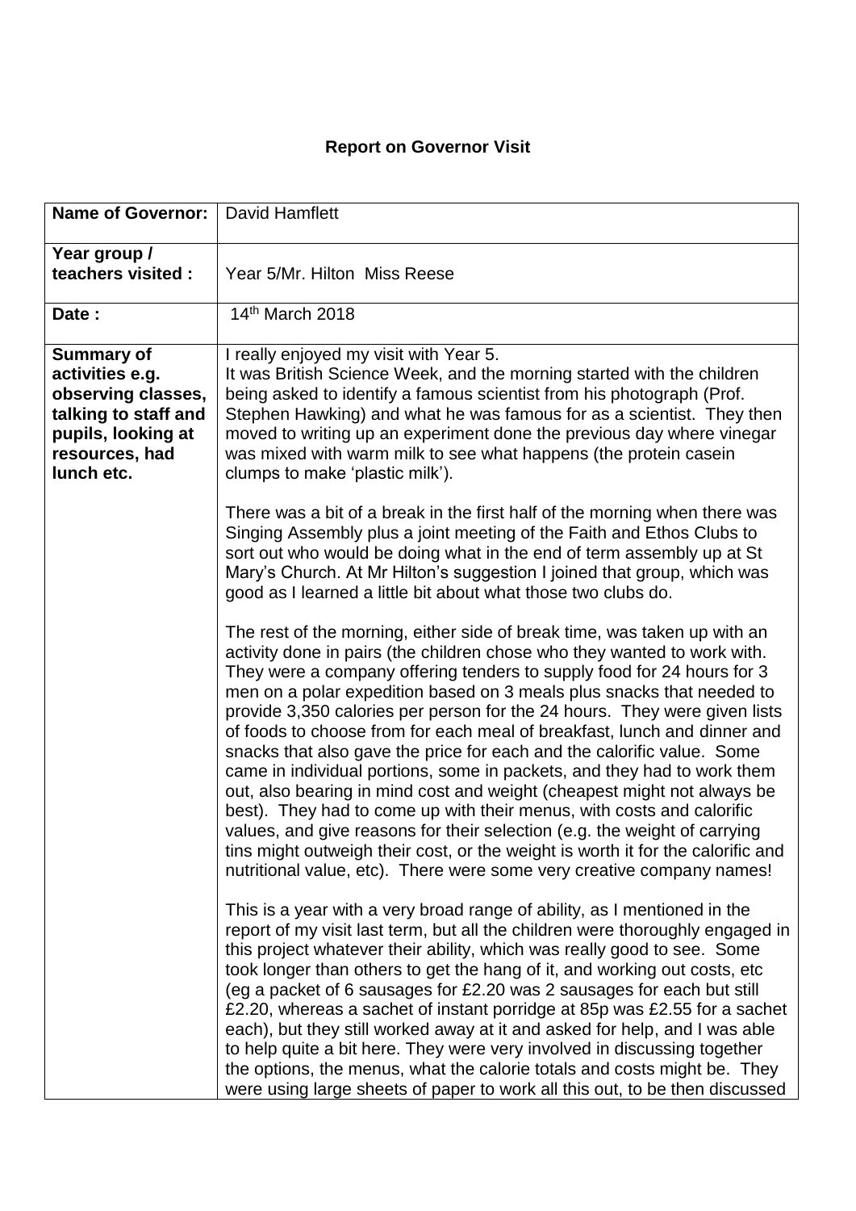**Report on Governor Visit**

| **Name of Governor:** | David Hamflett |
| --- | --- |
| **Year group / teachers visited :** | Year 5/Mr. Hilton Miss Reese |
| **Date :** | 14th March 2018 |
| **Summary of activities e.g. observing classes, talking to staff and pupils, looking at resources, had lunch etc.** | I really enjoyed my visit with Year 5.<br>It was British Science Week, and the morning started with the children being asked to identify a famous scientist from his photograph (Prof. Stephen Hawking) and what he was famous for as a scientist. They then moved to writing up an experiment done the previous day where vinegar was mixed with warm milk to see what happens (the protein casein clumps to make 'plastic milk').<br><br>There was a bit of a break in the first half of the morning when there was Singing Assembly plus a joint meeting of the Faith and Ethos Clubs to sort out who would be doing what in the end of term assembly up at St Mary's Church. At Mr Hilton's suggestion I joined that group, which was good as I learned a little bit about what those two clubs do.<br><br>The rest of the morning, either side of break time, was taken up with an activity done in pairs (the children chose who they wanted to work with. They were a company offering tenders to supply food for 24 hours for 3 men on a polar expedition based on 3 meals plus snacks that needed to provide 3,350 calories per person for the 24 hours. They were given lists of foods to choose from for each meal of breakfast, lunch and dinner and snacks that also gave the price for each and the calorific value. Some came in individual portions, some in packets, and they had to work them out, also bearing in mind cost and weight (cheapest might not always be best). They had to come up with their menus, with costs and calorific values, and give reasons for their selection (e.g. the weight of carrying tins might outweigh their cost, or the weight is worth it for the calorific and nutritional value, etc). There were some very creative company names!<br><br>This is a year with a very broad range of ability, as I mentioned in the report of my visit last term, but all the children were thoroughly engaged in this project whatever their ability, which was really good to see. Some took longer than others to get the hang of it, and working out costs, etc (eg a packet of 6 sausages for £2.20 was 2 sausages for each but still £2.20, whereas a sachet of instant porridge at 85p was £2.55 for a sachet each), but they still worked away at it and asked for help, and I was able to help quite a bit here. They were very involved in discussing together the options, the menus, what the calorie totals and costs might be. They were using large sheets of paper to work all this out, to be then discussed |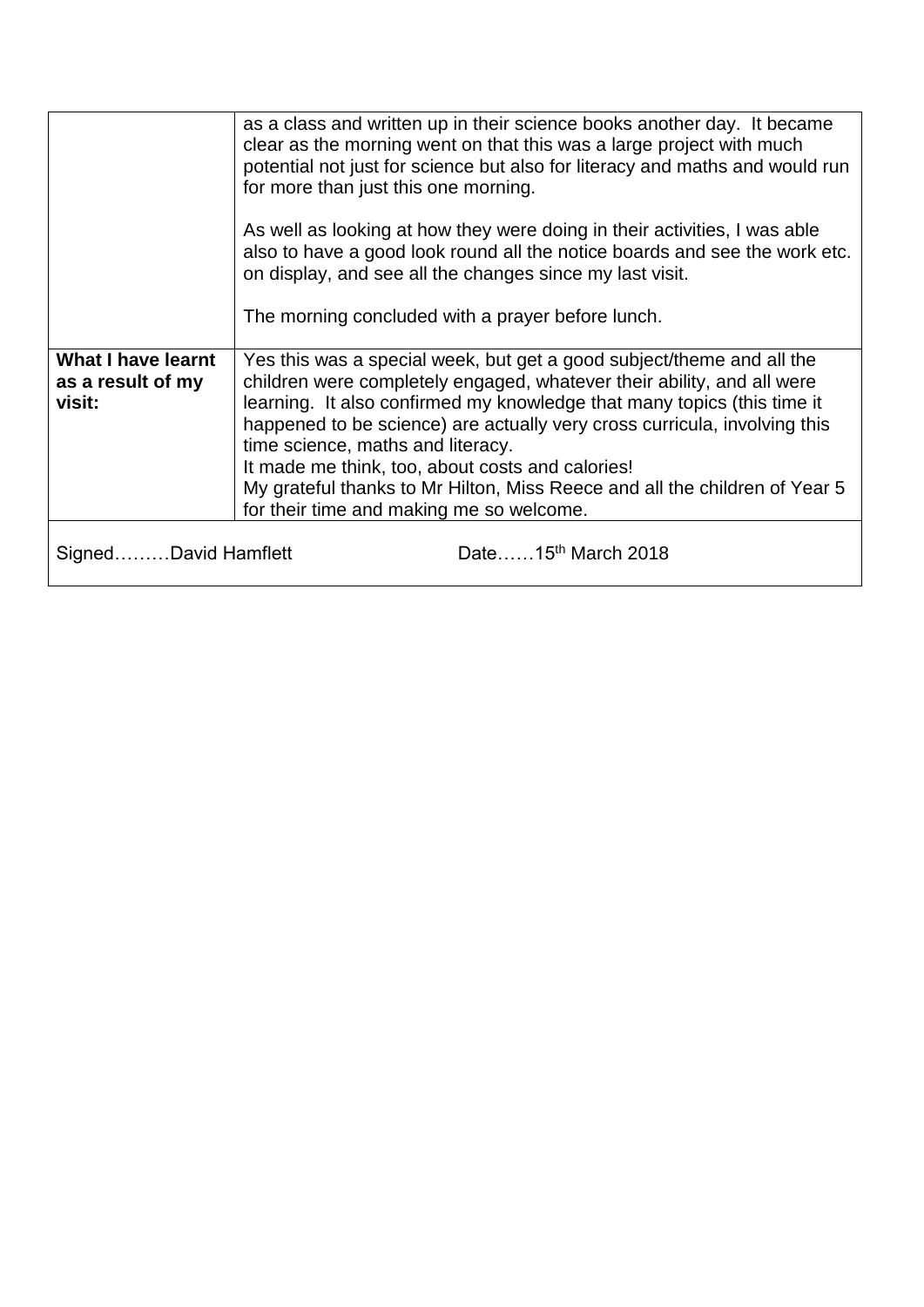| | |
|---|---|
| | as a class and written up in their science books another day. It became clear as the morning went on that this was a large project with much potential not just for science but also for literacy and maths and would run for more than just this one morning.<br><br>As well as looking at how they were doing in their activities, I was able also to have a good look round all the notice boards and see the work etc. on display, and see all the changes since my last visit.<br><br>The morning concluded with a prayer before lunch. |
| **What I have learnt as a result of my visit:** | Yes this was a special week, but get a good subject/theme and all the children were completely engaged, whatever their ability, and all were learning. It also confirmed my knowledge that many topics (this time it happened to be science) are actually very cross curricula, involving this time science, maths and literacy.<br>It made me think, too, about costs and calories!<br>My grateful thanks to Mr Hilton, Miss Reece and all the children of Year 5 for their time and making me so welcome. |
| Signed………David Hamflett | Date……15th March 2018 |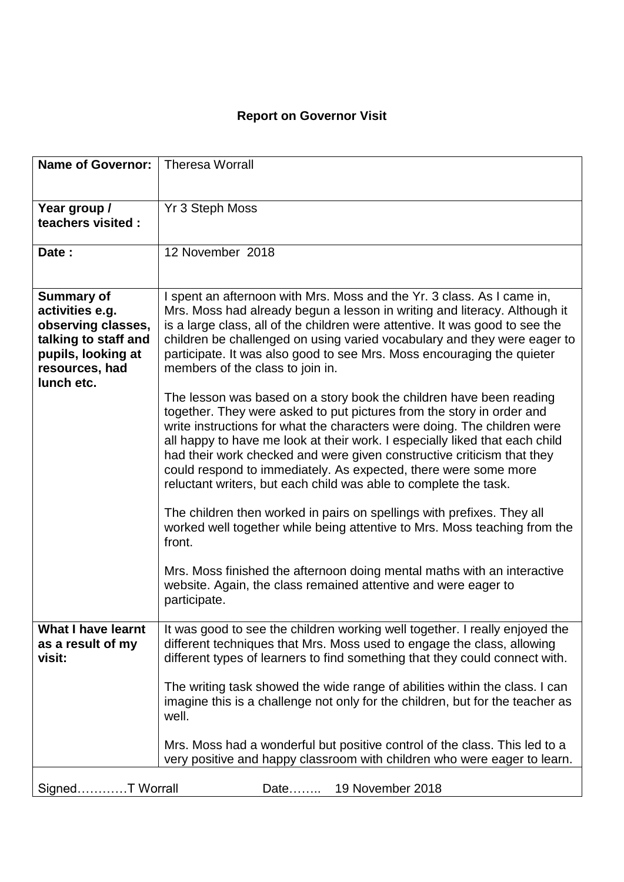**Report on Governor Visit**

| **Name of Governor:** | Theresa Worrall |
|---|---|
| **Year group / teachers visited :** | Yr 3 Steph Moss |
| **Date :** | 12 November 2018 |
| **Summary of activities e.g. observing classes, talking to staff and pupils, looking at resources, had lunch etc.** | I spent an afternoon with Mrs. Moss and the Yr. 3 class. As I came in, Mrs. Moss had already begun a lesson in writing and literacy. Although it is a large class, all of the children were attentive. It was good to see the children be challenged on using varied vocabulary and they were eager to participate. It was also good to see Mrs. Moss encouraging the quieter members of the class to join in.<br><br>The lesson was based on a story book the children have been reading together. They were asked to put pictures from the story in order and write instructions for what the characters were doing. The children were all happy to have me look at their work. I especially liked that each child had their work checked and were given constructive criticism that they could respond to immediately. As expected, there were some more reluctant writers, but each child was able to complete the task.<br><br>The children then worked in pairs on spellings with prefixes. They all worked well together while being attentive to Mrs. Moss teaching from the front.<br><br>Mrs. Moss finished the afternoon doing mental maths with an interactive website. Again, the class remained attentive and were eager to participate. |
| **What I have learnt as a result of my visit:** | It was good to see the children working well together. I really enjoyed the different techniques that Mrs. Moss used to engage the class, allowing different types of learners to find something that they could connect with.<br><br>The writing task showed the wide range of abilities within the class. I can imagine this is a challenge not only for the children, but for the teacher as well.<br><br>Mrs. Moss had a wonderful but positive control of the class. This led to a very positive and happy classroom with children who were eager to learn. |

Signed…………T Worrall Date…….. 19 November 2018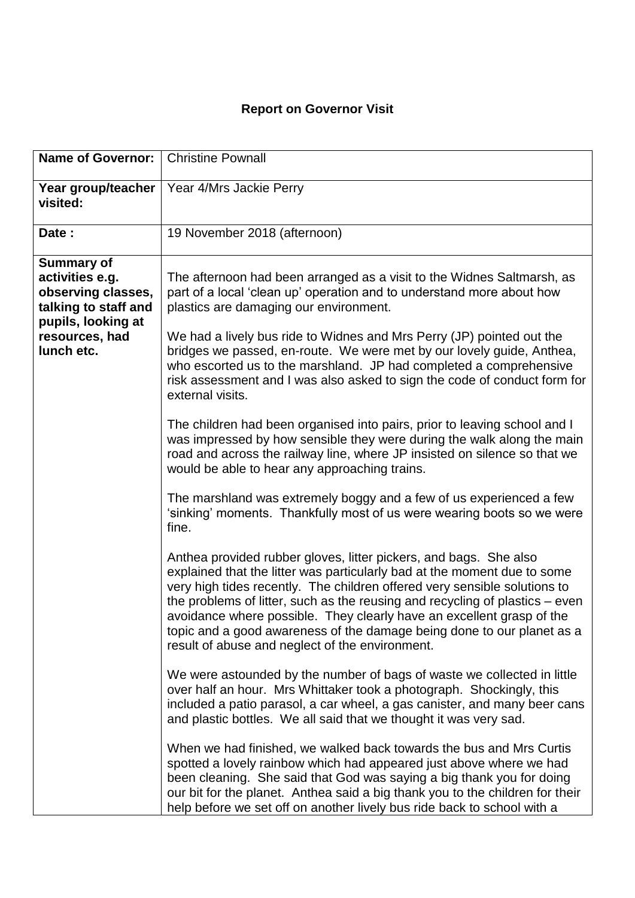**Report on Governor Visit**

| **Name of Governor:** | Christine Pownall |
|---|---|
| **Year group/teacher visited:** | Year 4/Mrs Jackie Perry |
| **Date :** | 19 November 2018 (afternoon) |
| **Summary of activities e.g. observing classes, talking to staff and pupils, looking at resources, had lunch etc.** | The afternoon had been arranged as a visit to the Widnes Saltmarsh, as part of a local 'clean up' operation and to understand more about how plastics are damaging our environment.<br><br>We had a lively bus ride to Widnes and Mrs Perry (JP) pointed out the bridges we passed, en-route. We were met by our lovely guide, Anthea, who escorted us to the marshland. JP had completed a comprehensive risk assessment and I was also asked to sign the code of conduct form for external visits.<br><br>The children had been organised into pairs, prior to leaving school and I was impressed by how sensible they were during the walk along the main road and across the railway line, where JP insisted on silence so that we would be able to hear any approaching trains.<br><br>The marshland was extremely boggy and a few of us experienced a few 'sinking' moments. Thankfully most of us were wearing boots so we were fine.<br><br>Anthea provided rubber gloves, litter pickers, and bags. She also explained that the litter was particularly bad at the moment due to some very high tides recently. The children offered very sensible solutions to the problems of litter, such as the reusing and recycling of plastics – even avoidance where possible. They clearly have an excellent grasp of the topic and a good awareness of the damage being done to our planet as a result of abuse and neglect of the environment.<br><br>We were astounded by the number of bags of waste we collected in little over half an hour. Mrs Whittaker took a photograph. Shockingly, this included a patio parasol, a car wheel, a gas canister, and many beer cans and plastic bottles. We all said that we thought it was very sad.<br><br>When we had finished, we walked back towards the bus and Mrs Curtis spotted a lovely rainbow which had appeared just above where we had been cleaning. She said that God was saying a big thank you for doing our bit for the planet. Anthea said a big thank you to the children for their help before we set off on another lively bus ride back to school with a |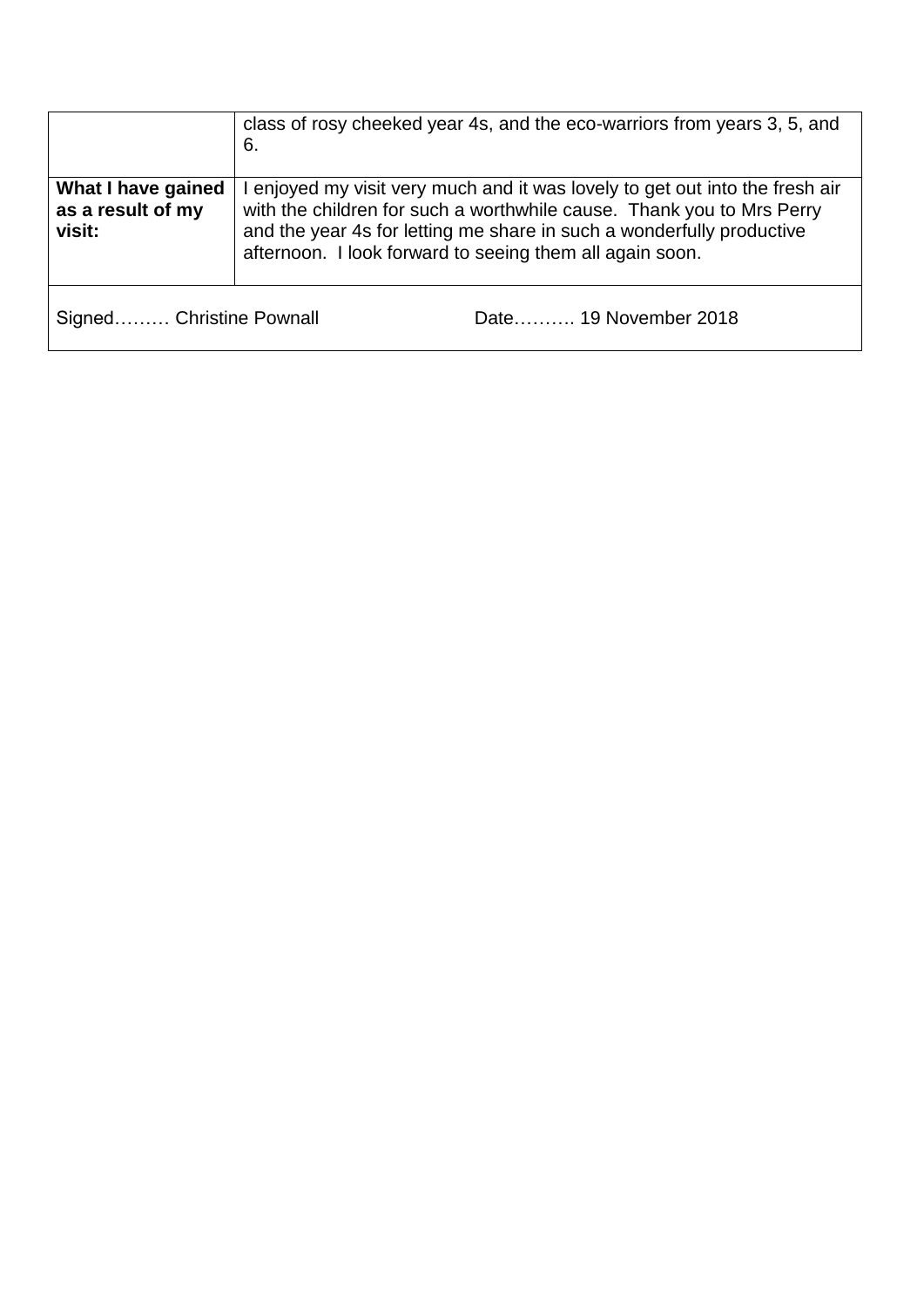| | |
|---|---|
| | class of rosy cheeked year 4s, and the eco-warriors from years 3, 5, and 6. |
| **What I have gained as a result of my visit:** | I enjoyed my visit very much and it was lovely to get out into the fresh air with the children for such a worthwhile cause. Thank you to Mrs Perry and the year 4s for letting me share in such a wonderfully productive afternoon. I look forward to seeing them all again soon. |
| Signed……… Christine Pownall | Date………. 19 November 2018 |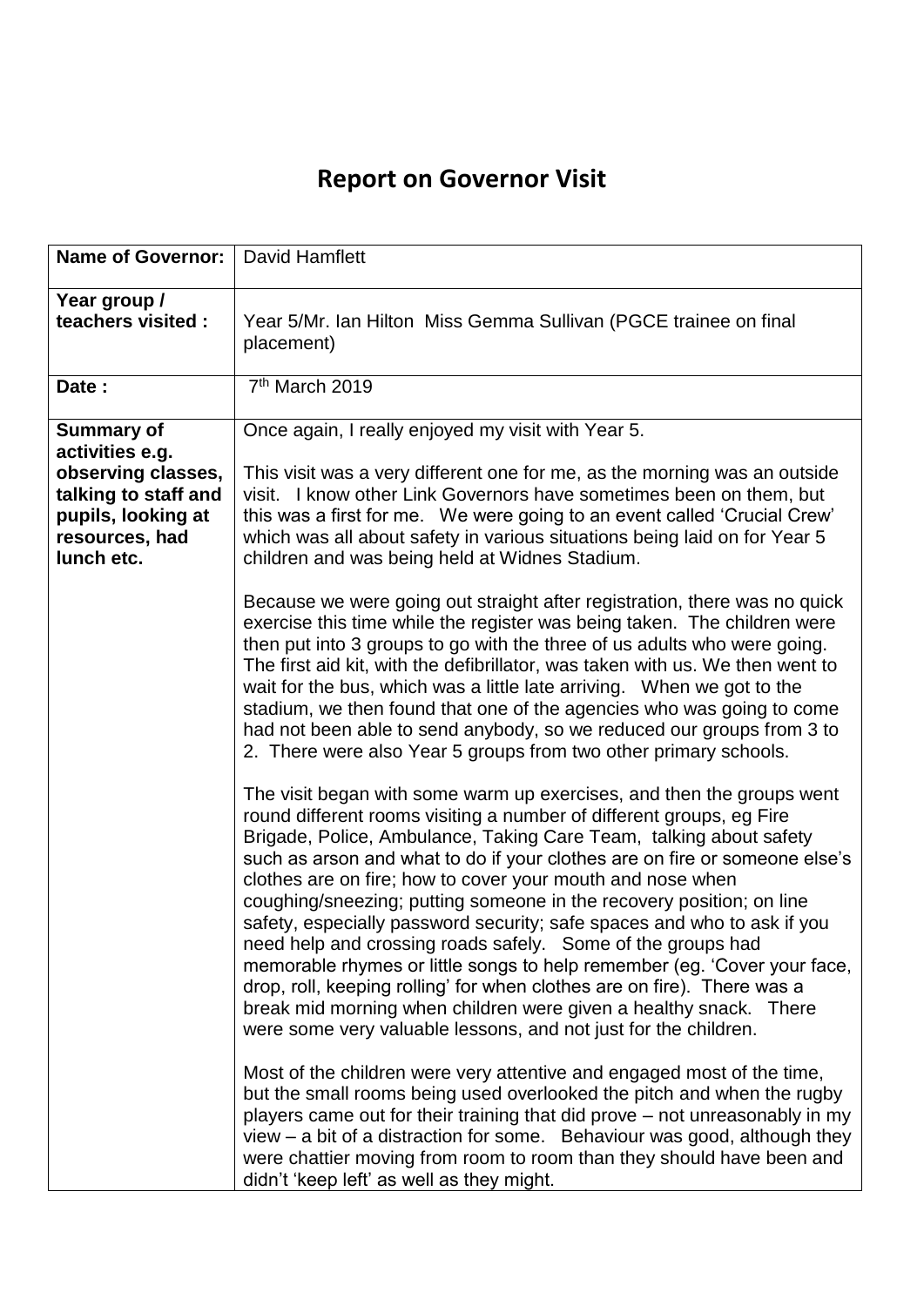# Report on Governor Visit

| Name of Governor: | David Hamflett |
|---|---|
| Year group / teachers visited : | Year 5/Mr. Ian Hilton Miss Gemma Sullivan (PGCE trainee on final placement) |
| Date : | 7th March 2019 |
| Summary of activities e.g. observing classes, talking to staff and pupils, looking at resources, had lunch etc. | Once again, I really enjoyed my visit with Year 5.<br><br>This visit was a very different one for me, as the morning was an outside visit. I know other Link Governors have sometimes been on them, but this was a first for me. We were going to an event called 'Crucial Crew' which was all about safety in various situations being laid on for Year 5 children and was being held at Widnes Stadium.<br><br>Because we were going out straight after registration, there was no quick exercise this time while the register was being taken. The children were then put into 3 groups to go with the three of us adults who were going. The first aid kit, with the defibrillator, was taken with us. We then went to wait for the bus, which was a little late arriving. When we got to the stadium, we then found that one of the agencies who was going to come had not been able to send anybody, so we reduced our groups from 3 to 2. There were also Year 5 groups from two other primary schools.<br><br>The visit began with some warm up exercises, and then the groups went round different rooms visiting a number of different groups, eg Fire Brigade, Police, Ambulance, Taking Care Team, talking about safety such as arson and what to do if your clothes are on fire or someone else's clothes are on fire; how to cover your mouth and nose when coughing/sneezing; putting someone in the recovery position; on line safety, especially password security; safe spaces and who to ask if you need help and crossing roads safely. Some of the groups had memorable rhymes or little songs to help remember (eg. 'Cover your face, drop, roll, keeping rolling' for when clothes are on fire). There was a break mid morning when children were given a healthy snack. There were some very valuable lessons, and not just for the children.<br><br>Most of the children were very attentive and engaged most of the time, but the small rooms being used overlooked the pitch and when the rugby players came out for their training that did prove – not unreasonably in my view – a bit of a distraction for some. Behaviour was good, although they were chattier moving from room to room than they should have been and didn't 'keep left' as well as they might. |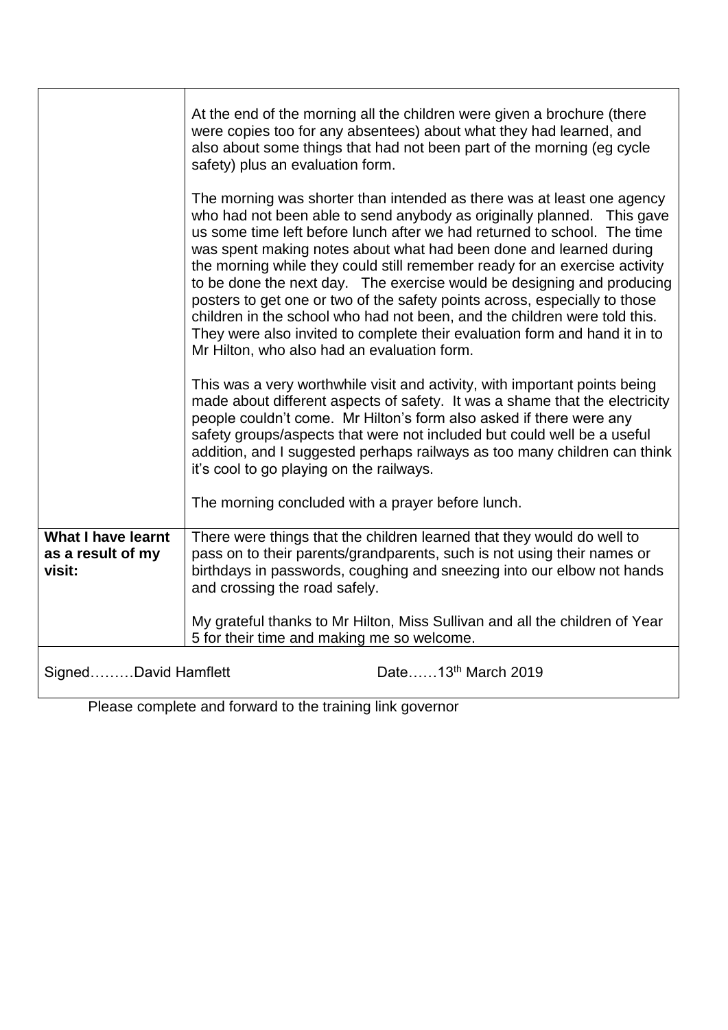|  |  |
|---|---|
|  | At the end of the morning all the children were given a brochure (there were copies too for any absentees) about what they had learned, and also about some things that had not been part of the morning (eg cycle safety) plus an evaluation form.<br><br>The morning was shorter than intended as there was at least one agency who had not been able to send anybody as originally planned. This gave us some time left before lunch after we had returned to school. The time was spent making notes about what had been done and learned during the morning while they could still remember ready for an exercise activity to be done the next day. The exercise would be designing and producing posters to get one or two of the safety points across, especially to those children in the school who had not been, and the children were told this. They were also invited to complete their evaluation form and hand it in to Mr Hilton, who also had an evaluation form.<br><br>This was a very worthwhile visit and activity, with important points being made about different aspects of safety. It was a shame that the electricity people couldn't come. Mr Hilton's form also asked if there were any safety groups/aspects that were not included but could well be a useful addition, and I suggested perhaps railways as too many children can think it's cool to go playing on the railways.<br><br>The morning concluded with a prayer before lunch. |
| **What I have learnt as a result of my visit:** | There were things that the children learned that they would do well to pass on to their parents/grandparents, such is not using their names or birthdays in passwords, coughing and sneezing into our elbow not hands and crossing the road safely.<br><br>My grateful thanks to Mr Hilton, Miss Sullivan and all the children of Year 5 for their time and making me so welcome. |
| Signed………David Hamflett | Date……13th March 2019 |

Please complete and forward to the training link governor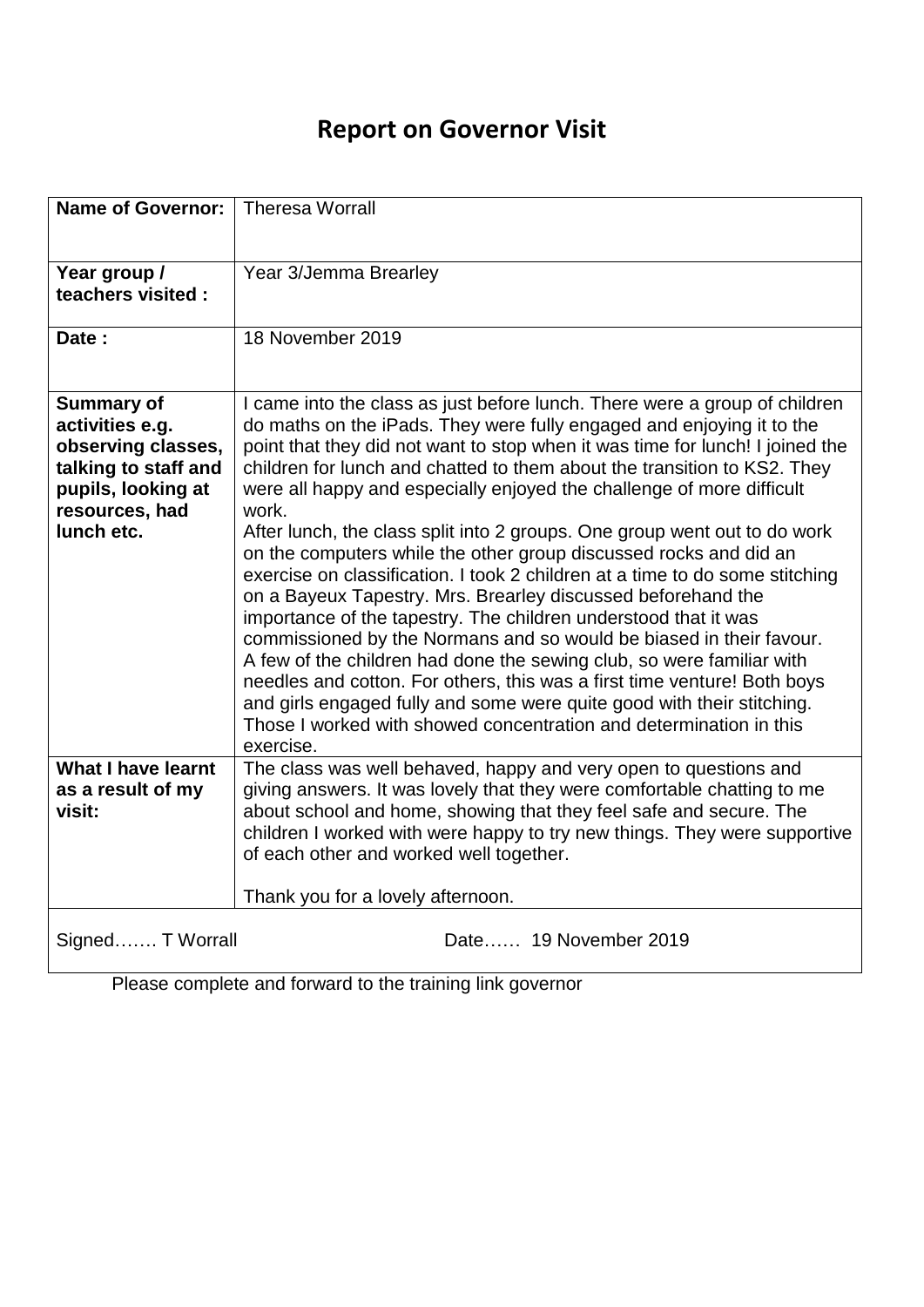# Report on Governor Visit

| **Name of Governor:** | Theresa Worrall |
|---|---|
| **Year group / teachers visited :** | Year 3/Jemma Brearley |
| **Date :** | 18 November 2019 |
| **Summary of activities e.g. observing classes, talking to staff and pupils, looking at resources, had lunch etc.** | I came into the class as just before lunch. There were a group of children do maths on the iPads. They were fully engaged and enjoying it to the point that they did not want to stop when it was time for lunch! I joined the children for lunch and chatted to them about the transition to KS2. They were all happy and especially enjoyed the challenge of more difficult work.<br>After lunch, the class split into 2 groups. One group went out to do work on the computers while the other group discussed rocks and did an exercise on classification. I took 2 children at a time to do some stitching on a Bayeux Tapestry. Mrs. Brearley discussed beforehand the importance of the tapestry. The children understood that it was commissioned by the Normans and so would be biased in their favour. A few of the children had done the sewing club, so were familiar with needles and cotton. For others, this was a first time venture! Both boys and girls engaged fully and some were quite good with their stitching. Those I worked with showed concentration and determination in this exercise. |
| **What I have learnt as a result of my visit:** | The class was well behaved, happy and very open to questions and giving answers. It was lovely that they were comfortable chatting to me about school and home, showing that they feel safe and secure. The children I worked with were happy to try new things. They were supportive of each other and worked well together.<br><br>Thank you for a lovely afternoon. |
| Signed……. T Worrall | Date…… 19 November 2019 |

Please complete and forward to the training link governor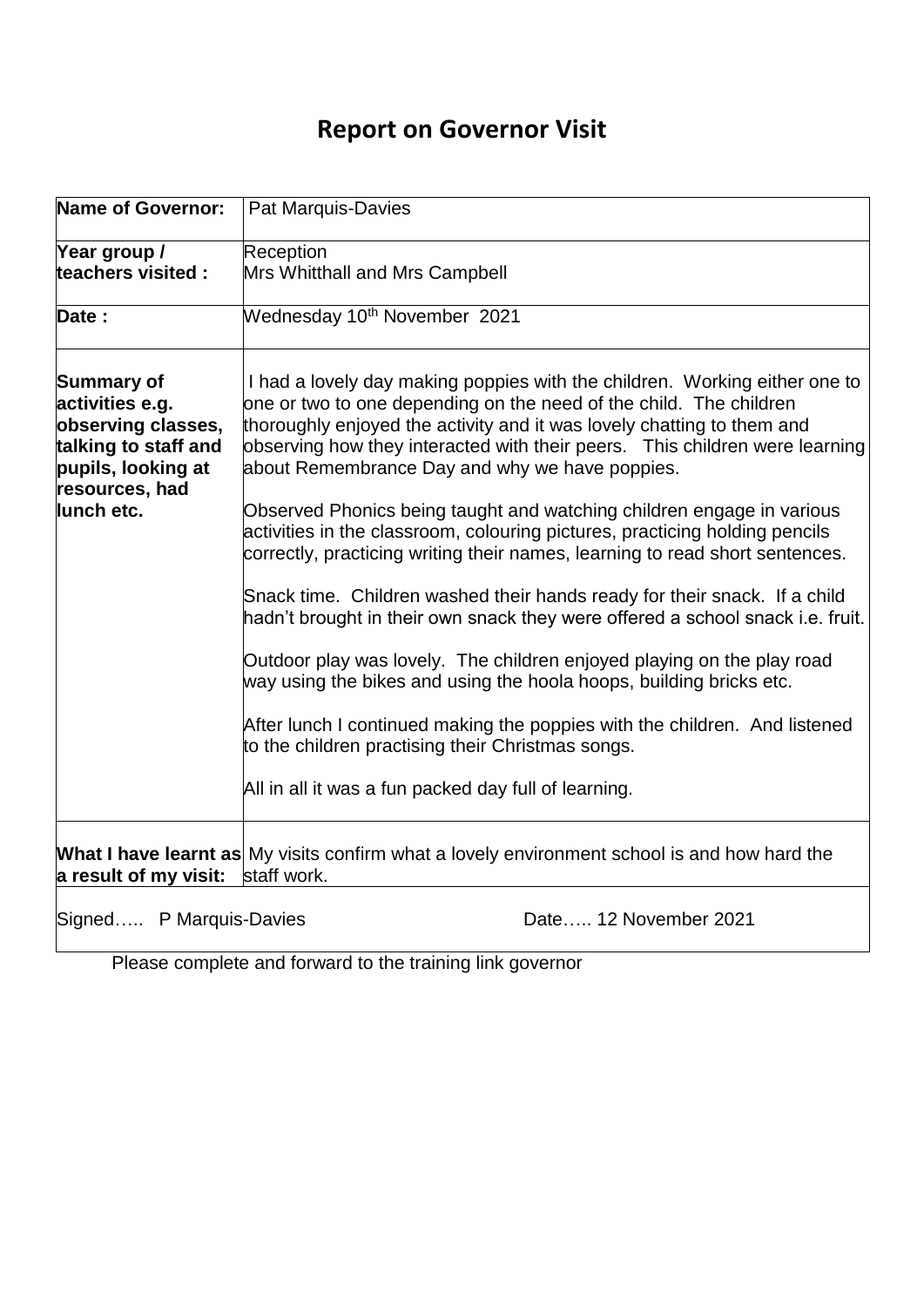# Report on Governor Visit

| | |
|---|---|
| **Name of Governor:** | Pat Marquis-Davies |
| **Year group / teachers visited :** | Reception<br>Mrs Whitthall and Mrs Campbell |
| **Date :** | Wednesday 10th November 2021 |
| **Summary of activities e.g. observing classes, talking to staff and pupils, looking at resources, had lunch etc.** | I had a lovely day making poppies with the children. Working either one to one or two to one depending on the need of the child. The children thoroughly enjoyed the activity and it was lovely chatting to them and observing how they interacted with their peers. This children were learning about Remembrance Day and why we have poppies.<br><br>Observed Phonics being taught and watching children engage in various activities in the classroom, colouring pictures, practicing holding pencils correctly, practicing writing their names, learning to read short sentences.<br><br>Snack time. Children washed their hands ready for their snack. If a child hadn't brought in their own snack they were offered a school snack i.e. fruit.<br><br>Outdoor play was lovely. The children enjoyed playing on the play road way using the bikes and using the hoola hoops, building bricks etc.<br><br>After lunch I continued making the poppies with the children. And listened to the children practising their Christmas songs.<br><br>All in all it was a fun packed day full of learning. |
| **What I have learnt as a result of my visit:** | My visits confirm what a lovely environment school is and how hard the staff work. |
| Signed….. P Marquis-Davies | Date….. 12 November 2021 |

Please complete and forward to the training link governor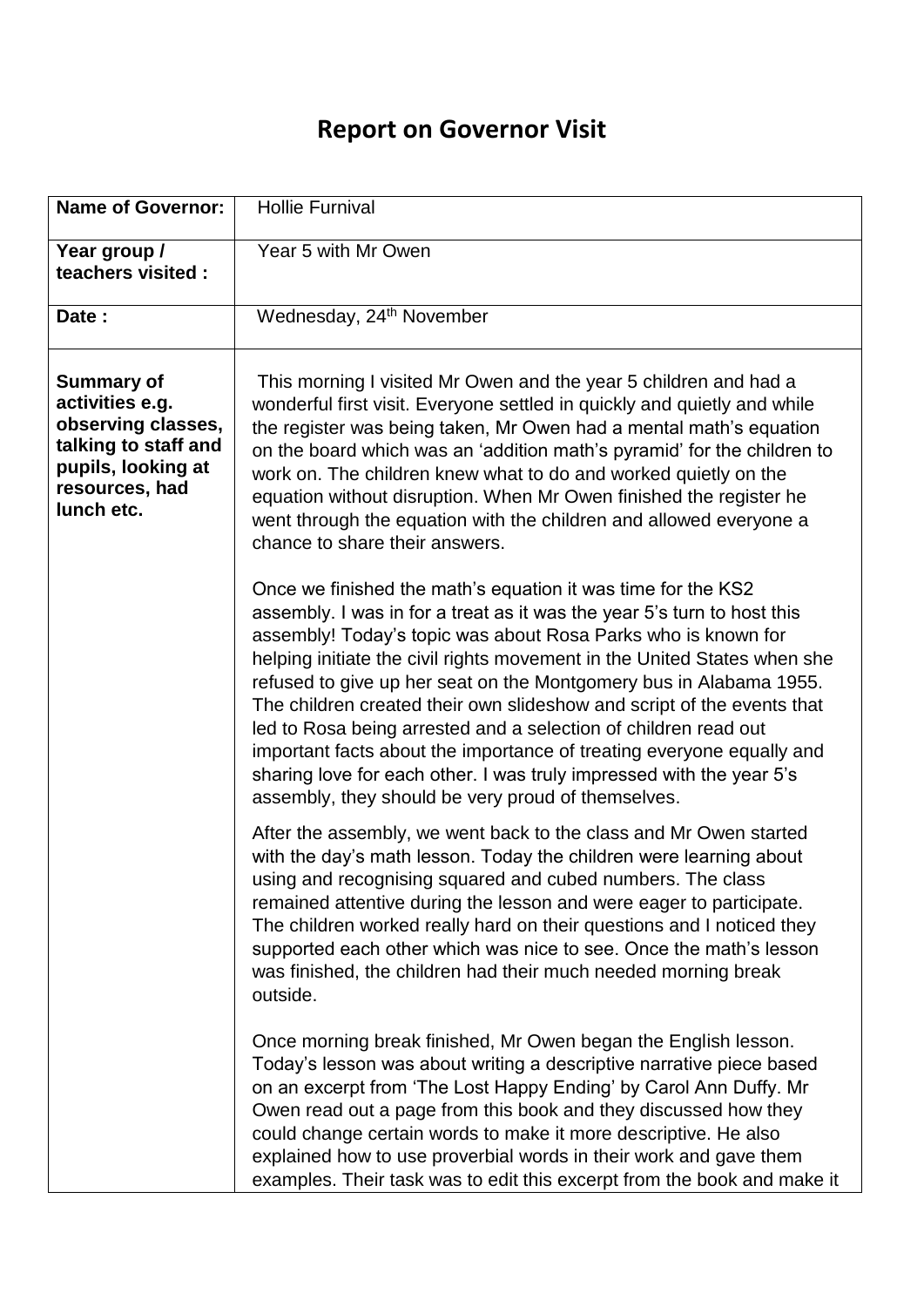# Report on Governor Visit

| **Name of Governor:** | Hollie Furnival |
|---|---|
| **Year group / teachers visited :** | Year 5 with Mr Owen |
| **Date :** | Wednesday, 24th November |
| **Summary of activities e.g. observing classes, talking to staff and pupils, looking at resources, had lunch etc.** | This morning I visited Mr Owen and the year 5 children and had a wonderful first visit. Everyone settled in quickly and quietly and while the register was being taken, Mr Owen had a mental math's equation on the board which was an 'addition math's pyramid' for the children to work on. The children knew what to do and worked quietly on the equation without disruption. When Mr Owen finished the register he went through the equation with the children and allowed everyone a chance to share their answers.<br><br>Once we finished the math's equation it was time for the KS2 assembly. I was in for a treat as it was the year 5's turn to host this assembly! Today's topic was about Rosa Parks who is known for helping initiate the civil rights movement in the United States when she refused to give up her seat on the Montgomery bus in Alabama 1955. The children created their own slideshow and script of the events that led to Rosa being arrested and a selection of children read out important facts about the importance of treating everyone equally and sharing love for each other. I was truly impressed with the year 5's assembly, they should be very proud of themselves.<br><br>After the assembly, we went back to the class and Mr Owen started with the day's math lesson. Today the children were learning about using and recognising squared and cubed numbers. The class remained attentive during the lesson and were eager to participate. The children worked really hard on their questions and I noticed they supported each other which was nice to see. Once the math's lesson was finished, the children had their much needed morning break outside.<br><br>Once morning break finished, Mr Owen began the English lesson. Today's lesson was about writing a descriptive narrative piece based on an excerpt from 'The Lost Happy Ending' by Carol Ann Duffy. Mr Owen read out a page from this book and they discussed how they could change certain words to make it more descriptive. He also explained how to use proverbial words in their work and gave them examples. Their task was to edit this excerpt from the book and make it |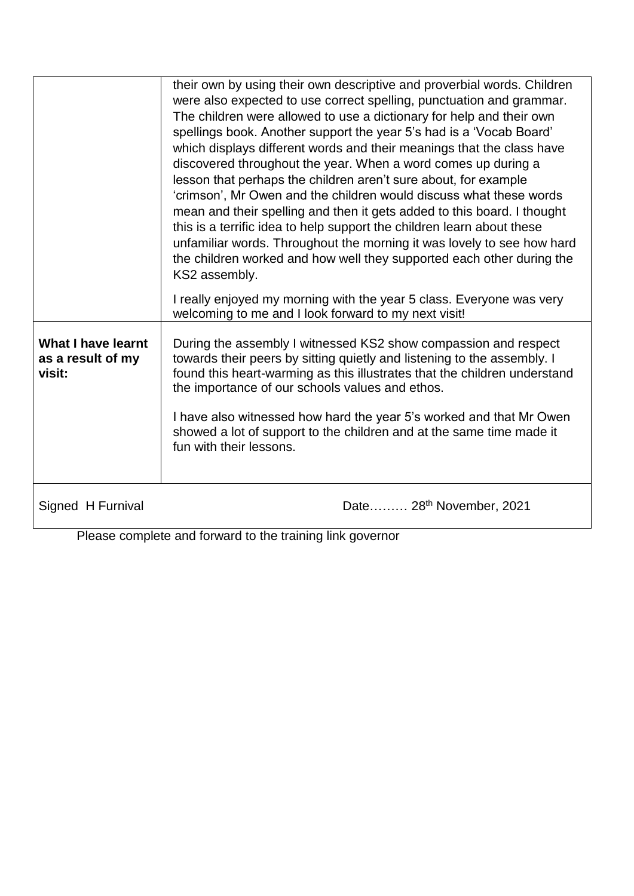| | |
|---|---|
| | their own by using their own descriptive and proverbial words. Children were also expected to use correct spelling, punctuation and grammar. The children were allowed to use a dictionary for help and their own spellings book. Another support the year 5's had is a 'Vocab Board' which displays different words and their meanings that the class have discovered throughout the year. When a word comes up during a lesson that perhaps the children aren't sure about, for example 'crimson', Mr Owen and the children would discuss what these words mean and their spelling and then it gets added to this board. I thought this is a terrific idea to help support the children learn about these unfamiliar words. Throughout the morning it was lovely to see how hard the children worked and how well they supported each other during the KS2 assembly.<br><br>I really enjoyed my morning with the year 5 class. Everyone was very welcoming to me and I look forward to my next visit! |
| **What I have learnt as a result of my visit:** | During the assembly I witnessed KS2 show compassion and respect towards their peers by sitting quietly and listening to the assembly. I found this heart-warming as this illustrates that the children understand the importance of our schools values and ethos.<br><br>I have also witnessed how hard the year 5's worked and that Mr Owen showed a lot of support to the children and at the same time made it fun with their lessons. |
| Signed H Furnival | Date……… 28th November, 2021 |

Please complete and forward to the training link governor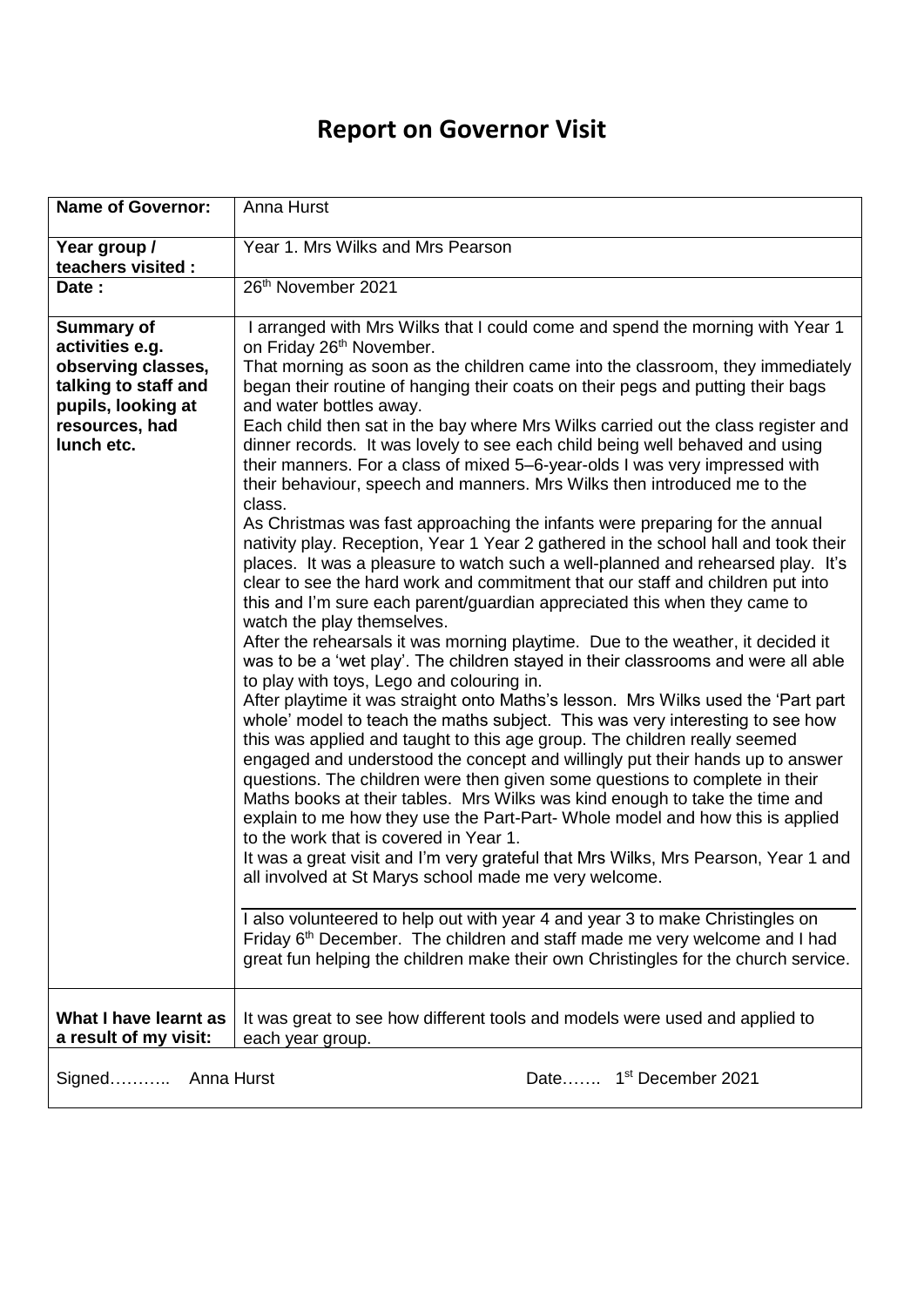# Report on Governor Visit

| | |
|---|---|
| **Name of Governor:** | Anna Hurst |
| **Year group / teachers visited :** | Year 1. Mrs Wilks and Mrs Pearson |
| **Date :** | 26th November 2021 |
| **Summary of activities e.g. observing classes, talking to staff and pupils, looking at resources, had lunch etc.** | I arranged with Mrs Wilks that I could come and spend the morning with Year 1 on Friday 26th November.<br>That morning as soon as the children came into the classroom, they immediately began their routine of hanging their coats on their pegs and putting their bags and water bottles away.<br>Each child then sat in the bay where Mrs Wilks carried out the class register and dinner records. It was lovely to see each child being well behaved and using their manners. For a class of mixed 5–6-year-olds I was very impressed with their behaviour, speech and manners. Mrs Wilks then introduced me to the class.<br>As Christmas was fast approaching the infants were preparing for the annual nativity play. Reception, Year 1 Year 2 gathered in the school hall and took their places. It was a pleasure to watch such a well-planned and rehearsed play. It's clear to see the hard work and commitment that our staff and children put into this and I'm sure each parent/guardian appreciated this when they came to watch the play themselves.<br>After the rehearsals it was morning playtime. Due to the weather, it decided it was to be a 'wet play'. The children stayed in their classrooms and were all able to play with toys, Lego and colouring in.<br>After playtime it was straight onto Maths's lesson. Mrs Wilks used the 'Part part whole' model to teach the maths subject. This was very interesting to see how this was applied and taught to this age group. The children really seemed engaged and understood the concept and willingly put their hands up to answer questions. The children were then given some questions to complete in their Maths books at their tables. Mrs Wilks was kind enough to take the time and explain to me how they use the Part-Part- Whole model and how this is applied to the work that is covered in Year 1.<br>It was a great visit and I'm very grateful that Mrs Wilks, Mrs Pearson, Year 1 and all involved at St Marys school made me very welcome.<br><br>I also volunteered to help out with year 4 and year 3 to make Christingles on Friday 6th December. The children and staff made me very welcome and I had great fun helping the children make their own Christingles for the church service. |
| **What I have learnt as a result of my visit:** | It was great to see how different tools and models were used and applied to each year group. |

Signed……….. Anna Hurst Date……. 1st December 2021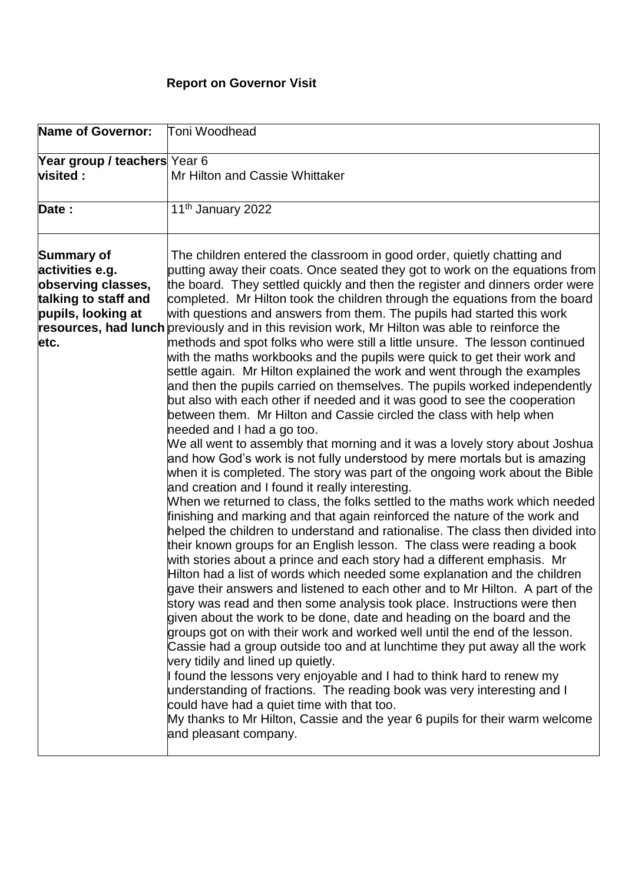**Report on Governor Visit**

| **Name of Governor:** | Toni Woodhead |
|---|---|
| **Year group / teachers visited :** | Year 6<br>Mr Hilton and Cassie Whittaker |
| **Date :** | 11th January 2022 |
| **Summary of activities e.g. observing classes, talking to staff and pupils, looking at resources, had lunch etc.** | The children entered the classroom in good order, quietly chatting and putting away their coats. Once seated they got to work on the equations from the board. They settled quickly and then the register and dinners order were completed. Mr Hilton took the children through the equations from the board with questions and answers from them. The pupils had started this work previously and in this revision work, Mr Hilton was able to reinforce the methods and spot folks who were still a little unsure. The lesson continued with the maths workbooks and the pupils were quick to get their work and settle again. Mr Hilton explained the work and went through the examples and then the pupils carried on themselves. The pupils worked independently but also with each other if needed and it was good to see the cooperation between them. Mr Hilton and Cassie circled the class with help when needed and I had a go too.<br>We all went to assembly that morning and it was a lovely story about Joshua and how God's work is not fully understood by mere mortals but is amazing when it is completed. The story was part of the ongoing work about the Bible and creation and I found it really interesting.<br>When we returned to class, the folks settled to the maths work which needed finishing and marking and that again reinforced the nature of the work and helped the children to understand and rationalise. The class then divided into their known groups for an English lesson. The class were reading a book with stories about a prince and each story had a different emphasis. Mr Hilton had a list of words which needed some explanation and the children gave their answers and listened to each other and to Mr Hilton. A part of the story was read and then some analysis took place. Instructions were then given about the work to be done, date and heading on the board and the groups got on with their work and worked well until the end of the lesson. Cassie had a group outside too and at lunchtime they put away all the work very tidily and lined up quietly.<br>I found the lessons very enjoyable and I had to think hard to renew my understanding of fractions. The reading book was very interesting and I could have had a quiet time with that too.<br>My thanks to Mr Hilton, Cassie and the year 6 pupils for their warm welcome and pleasant company. |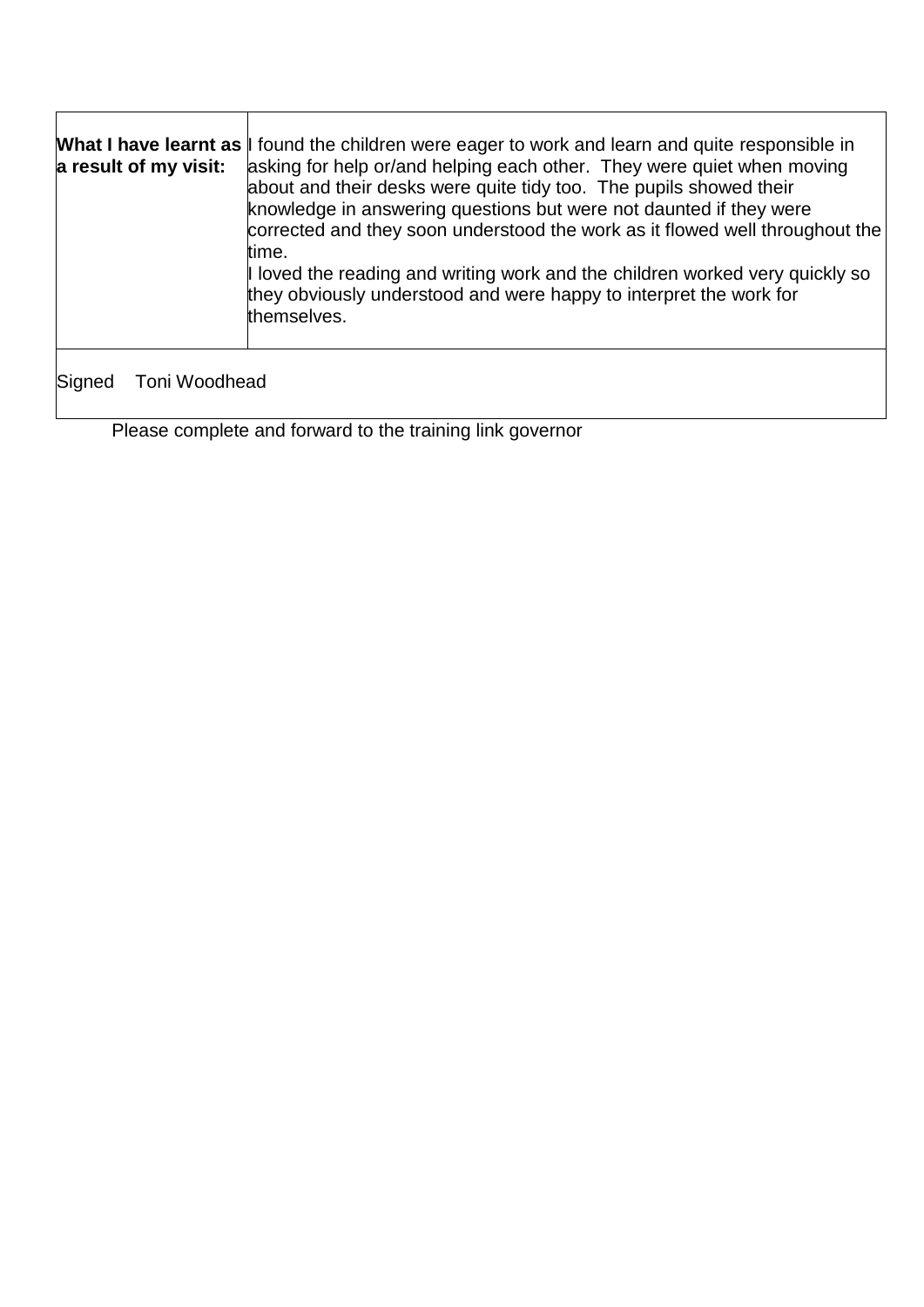| | |
|---|---|
| **What I have learnt as a result of my visit:** | I found the children were eager to work and learn and quite responsible in asking for help or/and helping each other. They were quiet when moving about and their desks were quite tidy too. The pupils showed their knowledge in answering questions but were not daunted if they were corrected and they soon understood the work as it flowed well throughout the time.<br>I loved the reading and writing work and the children worked very quickly so they obviously understood and were happy to interpret the work for themselves. |
| Signed Toni Woodhead | |

Please complete and forward to the training link governor